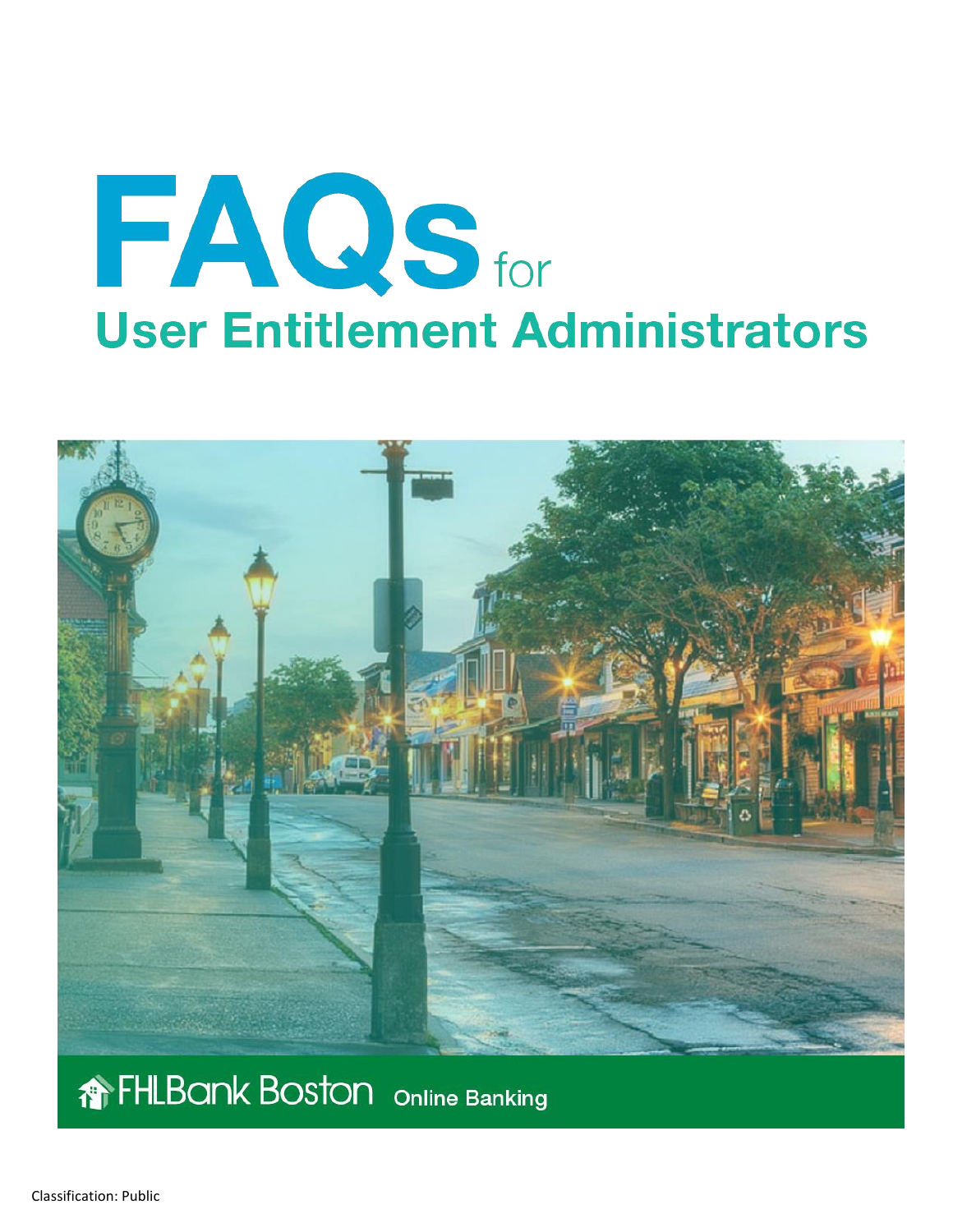# FAQs for User Entitlement Administrators

FHLBank Boston Online Banking

Classification: Public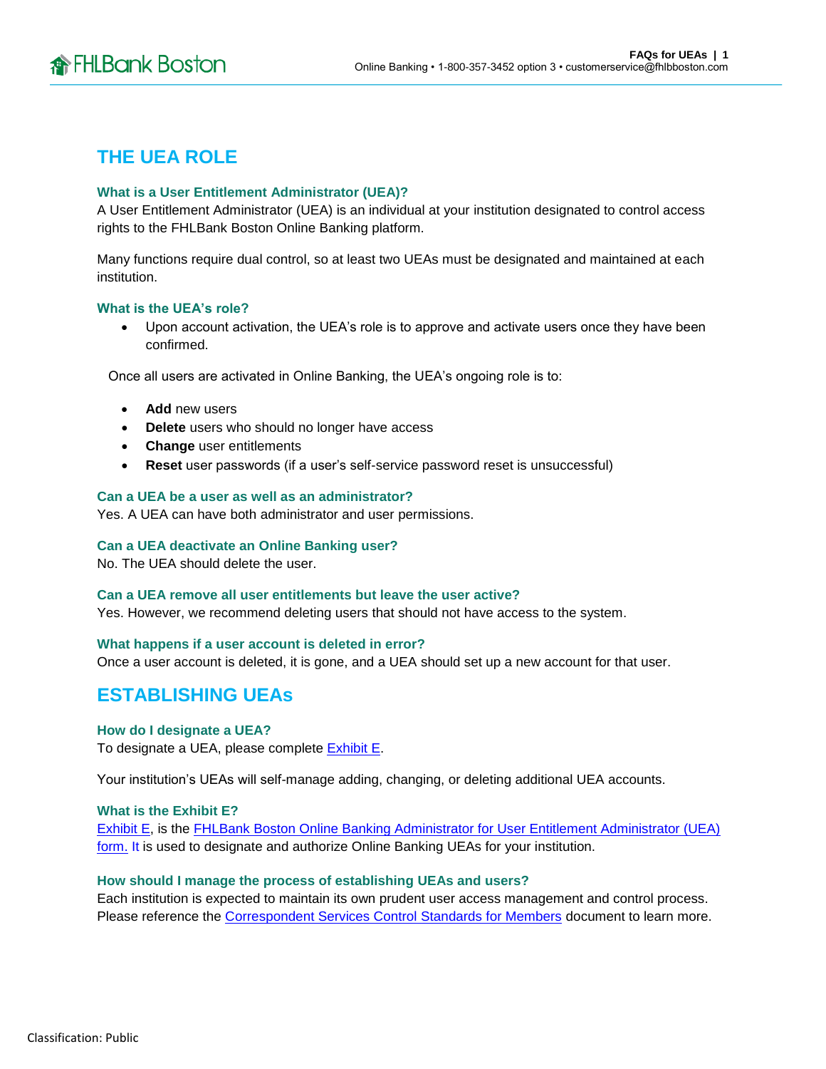## THE UEA ROLE

### What is a User Entitlement Administrator (UEA)?

A User Entitlement Administrator (UEA) is an individual at your institution designated to control access rights to the FHLBank Boston Online Banking platform.

Many functions require dual control, so at least two UEAs must be designated and maintained at each institution.

### What is the UEA's role?

- Upon account activation, the UEA's role is to approve and activate users once they have been confirmed.

Once all users are activated in Online Banking, the UEA's ongoing role is to:

- **Add** new users
- **Delete** users who should no longer have access
- **Change** user entitlements
- **Reset** user passwords (if a user's self-service password reset is unsuccessful)

### Can a UEA be a user as well as an administrator?

Yes. A UEA can have both administrator and user permissions.

### Can a UEA deactivate an Online Banking user?

No. The UEA should delete the user.

### Can a UEA remove all user entitlements but leave the user active?

Yes. However, we recommend deleting users that should not have access to the system.

### What happens if a user account is deleted in error?

Once a user account is deleted, it is gone, and a UEA should set up a new account for that user.

## ESTABLISHING UEAs

### How do I designate a UEA?

To designate a UEA, please complete Exhibit E.

Your institution's UEAs will self-manage adding, changing, or deleting additional UEA accounts.

### What is the Exhibit E?

Exhibit E, is the FHLBank Boston Online Banking Administrator for User Entitlement Administrator (UEA) form. It is used to designate and authorize Online Banking UEAs for your institution.

### How should I manage the process of establishing UEAs and users?

Each institution is expected to maintain its own prudent user access management and control process. Please reference the Correspondent Services Control Standards for Members document to learn more.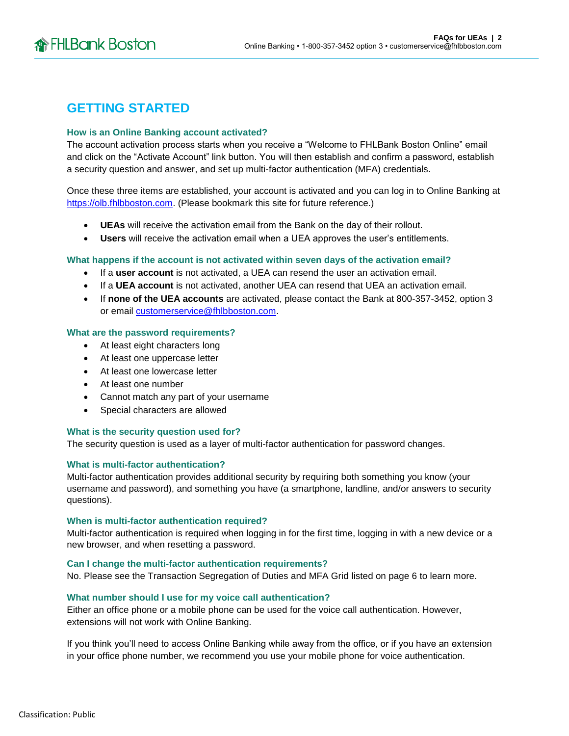## GETTING STARTED

### How is an Online Banking account activated?

The account activation process starts when you receive a "Welcome to FHLBank Boston Online" email and click on the "Activate Account" link button. You will then establish and confirm a password, establish a security question and answer, and set up multi-factor authentication (MFA) credentials.

Once these three items are established, your account is activated and you can log in to Online Banking at https://olb.fhlbboston.com. (Please bookmark this site for future reference.)

- **UEAs** will receive the activation email from the Bank on the day of their rollout.
- **Users** will receive the activation email when a UEA approves the user's entitlements.

### What happens if the account is not activated within seven days of the activation email?

- If a **user account** is not activated, a UEA can resend the user an activation email.
- If a **UEA account** is not activated, another UEA can resend that UEA an activation email.
- If **none of the UEA accounts** are activated, please contact the Bank at 800-357-3452, option 3 or email customerservice@fhlbboston.com.

### What are the password requirements?

- At least eight characters long
- At least one uppercase letter
- At least one lowercase letter
- At least one number
- Cannot match any part of your username
- Special characters are allowed

### What is the security question used for?

The security question is used as a layer of multi-factor authentication for password changes.

### What is multi-factor authentication?

Multi-factor authentication provides additional security by requiring both something you know (your username and password), and something you have (a smartphone, landline, and/or answers to security questions).

### When is multi-factor authentication required?

Multi-factor authentication is required when logging in for the first time, logging in with a new device or a new browser, and when resetting a password.

### Can I change the multi-factor authentication requirements?

No. Please see the Transaction Segregation of Duties and MFA Grid listed on page 6 to learn more.

### What number should I use for my voice call authentication?

Either an office phone or a mobile phone can be used for the voice call authentication. However, extensions will not work with Online Banking.

If you think you'll need to access Online Banking while away from the office, or if you have an extension in your office phone number, we recommend you use your mobile phone for voice authentication.

Classification: Public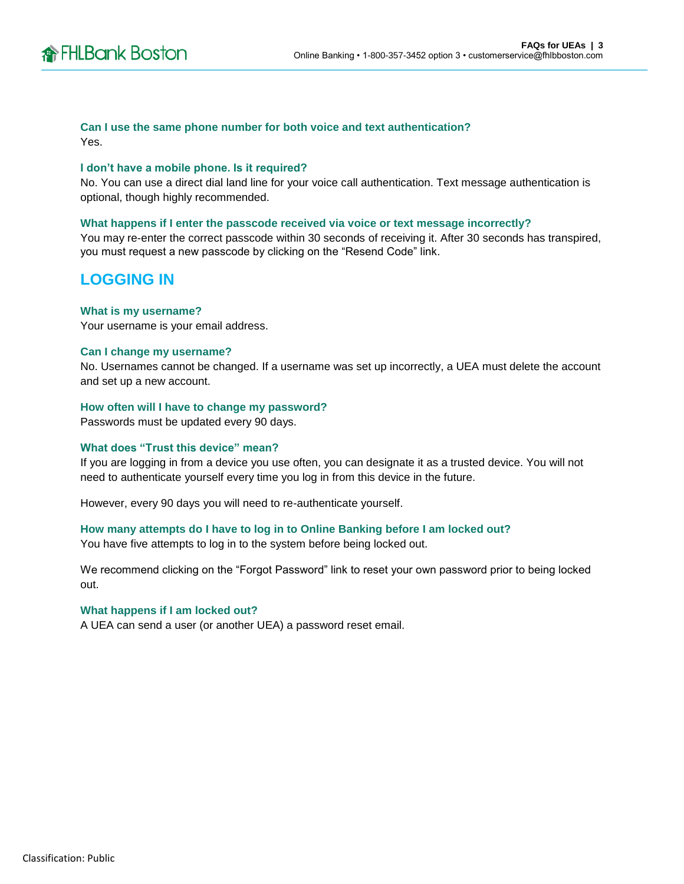### Can I use the same phone number for both voice and text authentication?

Yes.

### I don't have a mobile phone. Is it required?

No. You can use a direct dial land line for your voice call authentication. Text message authentication is optional, though highly recommended.

### What happens if I enter the passcode received via voice or text message incorrectly?

You may re-enter the correct passcode within 30 seconds of receiving it. After 30 seconds has transpired, you must request a new passcode by clicking on the "Resend Code" link.

## LOGGING IN

### What is my username?

Your username is your email address.

### Can I change my username?

No. Usernames cannot be changed. If a username was set up incorrectly, a UEA must delete the account and set up a new account.

### How often will I have to change my password?

Passwords must be updated every 90 days.

### What does "Trust this device" mean?

If you are logging in from a device you use often, you can designate it as a trusted device. You will not need to authenticate yourself every time you log in from this device in the future.

However, every 90 days you will need to re-authenticate yourself.

### How many attempts do I have to log in to Online Banking before I am locked out?

You have five attempts to log in to the system before being locked out.

We recommend clicking on the "Forgot Password" link to reset your own password prior to being locked out.

### What happens if I am locked out?

A UEA can send a user (or another UEA) a password reset email.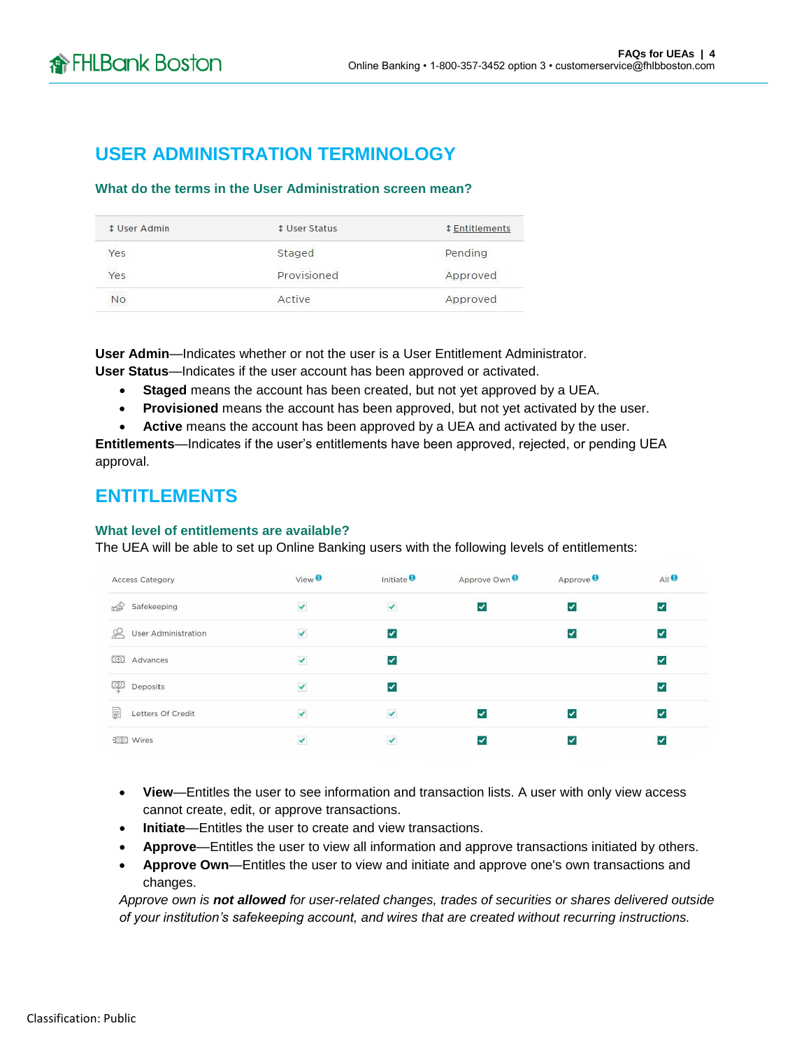## USER ADMINISTRATION TERMINOLOGY

### What do the terms in the User Administration screen mean?

| ↕ User Admin | ↕ User Status | ↕ Entitlements |
|---|---|---|
| Yes | Staged | Pending |
| Yes | Provisioned | Approved |
| No | Active | Approved |

**User Admin**—Indicates whether or not the user is a User Entitlement Administrator.
**User Status**—Indicates if the user account has been approved or activated.

- **Staged** means the account has been created, but not yet approved by a UEA.
- **Provisioned** means the account has been approved, but not yet activated by the user.
- **Active** means the account has been approved by a UEA and activated by the user.

**Entitlements**—Indicates if the user's entitlements have been approved, rejected, or pending UEA approval.

## ENTITLEMENTS

### What level of entitlements are available?

The UEA will be able to set up Online Banking users with the following levels of entitlements:

| Access Category | View | Initiate | Approve Own | Approve | All |
|---|---|---|---|---|---|
| Safekeeping | ✓ | ✓ | ✓ | ✓ | ✓ |
| User Administration | ✓ | ✓ | | ✓ | ✓ |
| Advances | ✓ | ✓ | | | ✓ |
| Deposits | ✓ | ✓ | | | ✓ |
| Letters Of Credit | ✓ | ✓ | ✓ | ✓ | ✓ |
| Wires | ✓ | ✓ | ✓ | ✓ | ✓ |

- **View**—Entitles the user to see information and transaction lists. A user with only view access cannot create, edit, or approve transactions.
- **Initiate**—Entitles the user to create and view transactions.
- **Approve**—Entitles the user to view all information and approve transactions initiated by others.
- **Approve Own**—Entitles the user to view and initiate and approve one's own transactions and changes.

*Approve own is **not allowed** for user-related changes, trades of securities or shares delivered outside of your institution's safekeeping account, and wires that are created without recurring instructions.*

Classification: Public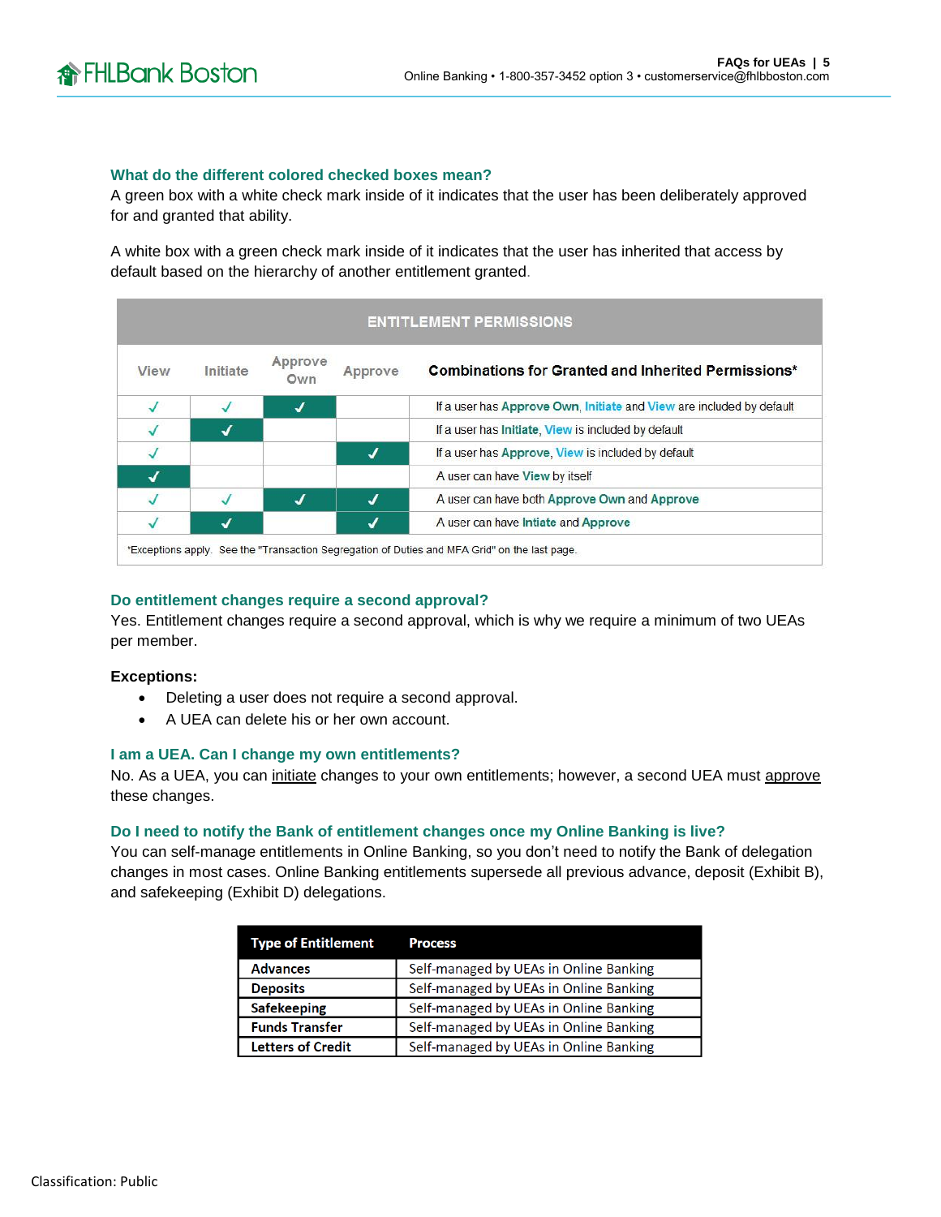### What do the different colored checked boxes mean?

A green box with a white check mark inside of it indicates that the user has been deliberately approved for and granted that ability.

A white box with a green check mark inside of it indicates that the user has inherited that access by default based on the hierarchy of another entitlement granted.

| ENTITLEMENT PERMISSIONS | | | | |
|---|---|---|---|---|
| View | Initiate | Approve Own | Approve | Combinations for Granted and Inherited Permissions* |
| ✓ | ✓ | ✓ | | If a user has Approve Own, Initiate and View are included by default |
| ✓ | ✓ | | | If a user has Initiate, View is included by default |
| ✓ | | | ✓ | If a user has Approve, View is included by default |
| ✓ | | | | A user can have View by itself |
| ✓ | ✓ | ✓ | ✓ | A user can have both Approve Own and Approve |
| ✓ | ✓ | | ✓ | A user can have Intiate and Approve |

*Exceptions apply. See the "Transaction Segregation of Duties and MFA Grid" on the last page.

### Do entitlement changes require a second approval?

Yes. Entitlement changes require a second approval, which is why we require a minimum of two UEAs per member.

**Exceptions:**

- Deleting a user does not require a second approval.
- A UEA can delete his or her own account.

### I am a UEA. Can I change my own entitlements?

No. As a UEA, you can initiate changes to your own entitlements; however, a second UEA must approve these changes.

### Do I need to notify the Bank of entitlement changes once my Online Banking is live?

You can self-manage entitlements in Online Banking, so you don't need to notify the Bank of delegation changes in most cases. Online Banking entitlements supersede all previous advance, deposit (Exhibit B), and safekeeping (Exhibit D) delegations.

| Type of Entitlement | Process |
|---|---|
| **Advances** | Self-managed by UEAs in Online Banking |
| **Deposits** | Self-managed by UEAs in Online Banking |
| **Safekeeping** | Self-managed by UEAs in Online Banking |
| **Funds Transfer** | Self-managed by UEAs in Online Banking |
| **Letters of Credit** | Self-managed by UEAs in Online Banking |

Classification: Public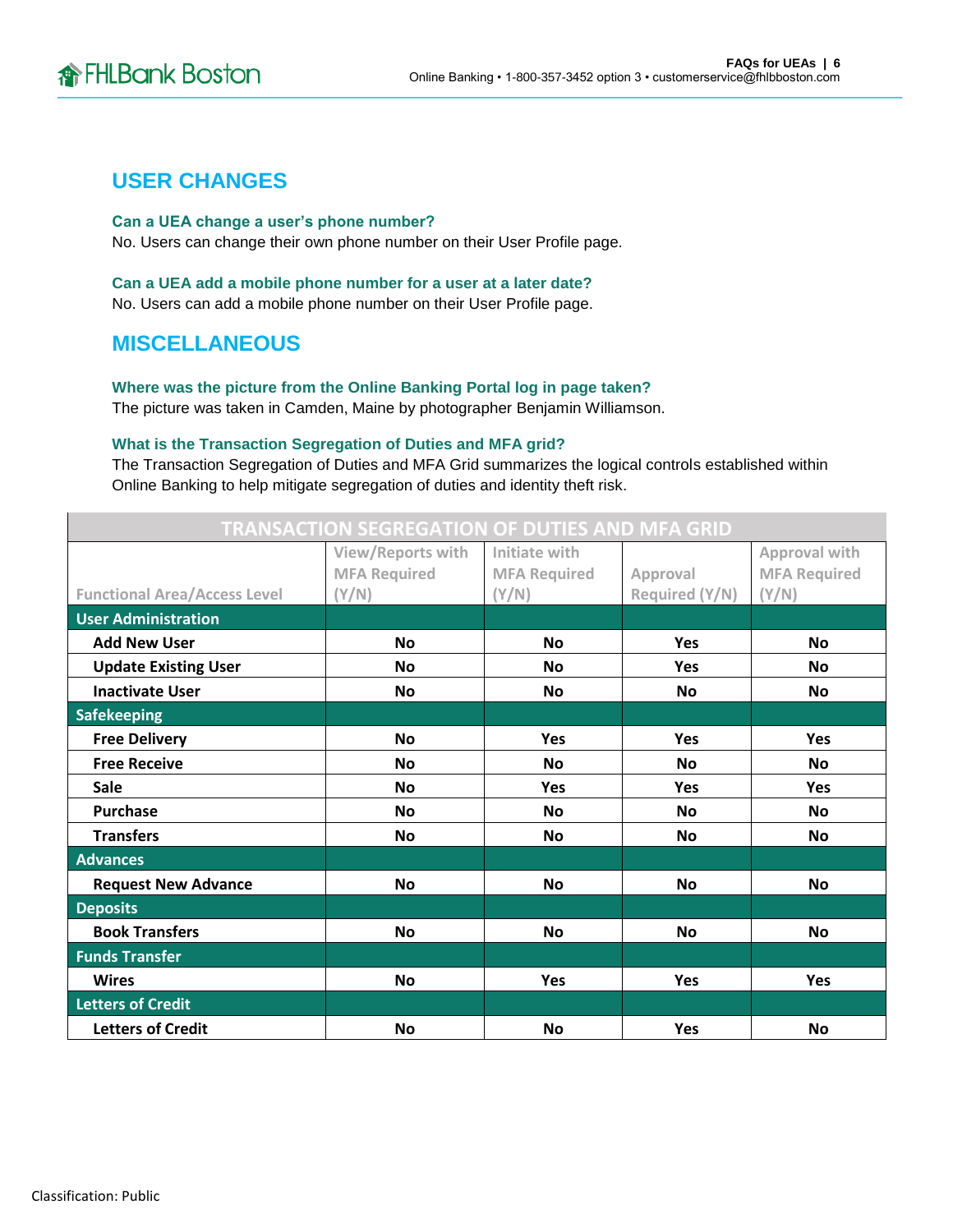## USER CHANGES

### Can a UEA change a user's phone number?

No. Users can change their own phone number on their User Profile page.

### Can a UEA add a mobile phone number for a user at a later date?

No. Users can add a mobile phone number on their User Profile page.

## MISCELLANEOUS

### Where was the picture from the Online Banking Portal log in page taken?

The picture was taken in Camden, Maine by photographer Benjamin Williamson.

### What is the Transaction Segregation of Duties and MFA grid?

The Transaction Segregation of Duties and MFA Grid summarizes the logical controls established within Online Banking to help mitigate segregation of duties and identity theft risk.

**TRANSACTION SEGREGATION OF DUTIES AND MFA GRID**

| Functional Area/Access Level | View/Reports with MFA Required (Y/N) | Initiate with MFA Required (Y/N) | Approval Required (Y/N) | Approval with MFA Required (Y/N) |
|---|---|---|---|---|
| **User Administration** | | | | |
| **Add New User** | **No** | **No** | **Yes** | **No** |
| **Update Existing User** | **No** | **No** | **Yes** | **No** |
| **Inactivate User** | **No** | **No** | **No** | **No** |
| **Safekeeping** | | | | |
| **Free Delivery** | **No** | **Yes** | **Yes** | **Yes** |
| **Free Receive** | **No** | **No** | **No** | **No** |
| **Sale** | **No** | **Yes** | **Yes** | **Yes** |
| **Purchase** | **No** | **No** | **No** | **No** |
| **Transfers** | **No** | **No** | **No** | **No** |
| **Advances** | | | | |
| **Request New Advance** | **No** | **No** | **No** | **No** |
| **Deposits** | | | | |
| **Book Transfers** | **No** | **No** | **No** | **No** |
| **Funds Transfer** | | | | |
| **Wires** | **No** | **Yes** | **Yes** | **Yes** |
| **Letters of Credit** | | | | |
| **Letters of Credit** | **No** | **No** | **Yes** | **No** |

Classification: Public